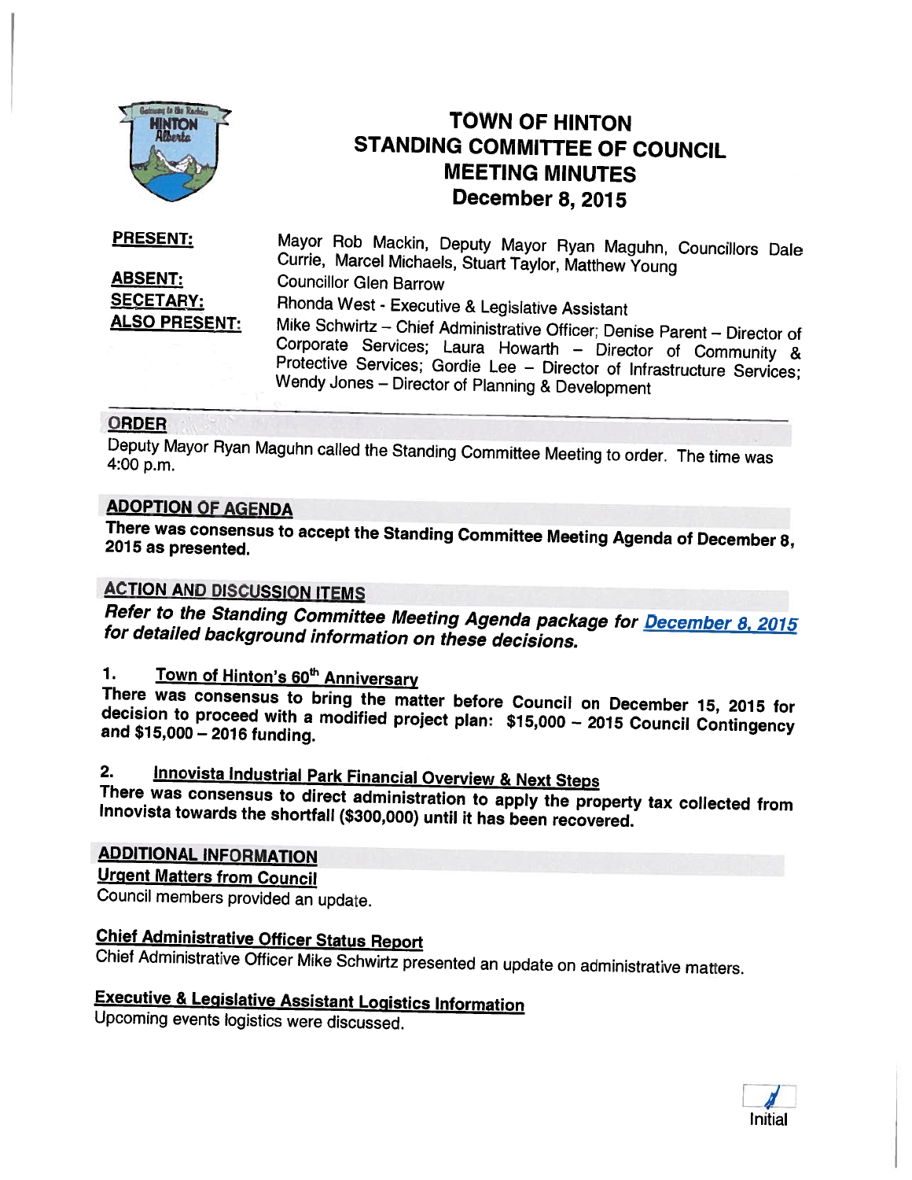# TOWN OF HINTON
# STANDING COMMITTEE OF COUNCIL
# MEETING MINUTES
# December 8, 2015

**PRESENT:** Mayor Rob Mackin, Deputy Mayor Ryan Maguhn, Councillors Dale Currie, Marcel Michaels, Stuart Taylor, Matthew Young

**ABSENT:** Councillor Glen Barrow

**SECETARY:** Rhonda West - Executive & Legislative Assistant

**ALSO PRESENT:** Mike Schwirtz – Chief Administrative Officer; Denise Parent – Director of Corporate Services; Laura Howarth – Director of Community & Protective Services; Gordie Lee – Director of Infrastructure Services; Wendy Jones – Director of Planning & Development

## ORDER

Deputy Mayor Ryan Maguhn called the Standing Committee Meeting to order. The time was 4:00 p.m.

## ADOPTION OF AGENDA

**There was consensus to accept the Standing Committee Meeting Agenda of December 8, 2015 as presented.**

## ACTION AND DISCUSSION ITEMS

***Refer to the Standing Committee Meeting Agenda package for December 8, 2015 for detailed background information on these decisions.***

### 1. Town of Hinton's 60th Anniversary

**There was consensus to bring the matter before Council on December 15, 2015 for decision to proceed with a modified project plan: $15,000 – 2015 Council Contingency and $15,000 – 2016 funding.**

### 2. Innovista Industrial Park Financial Overview & Next Steps

**There was consensus to direct administration to apply the property tax collected from Innovista towards the shortfall ($300,000) until it has been recovered.**

## ADDITIONAL INFORMATION

### Urgent Matters from Council

Council members provided an update.

### Chief Administrative Officer Status Report

Chief Administrative Officer Mike Schwirtz presented an update on administrative matters.

### Executive & Legislative Assistant Logistics Information

Upcoming events logistics were discussed.

Initial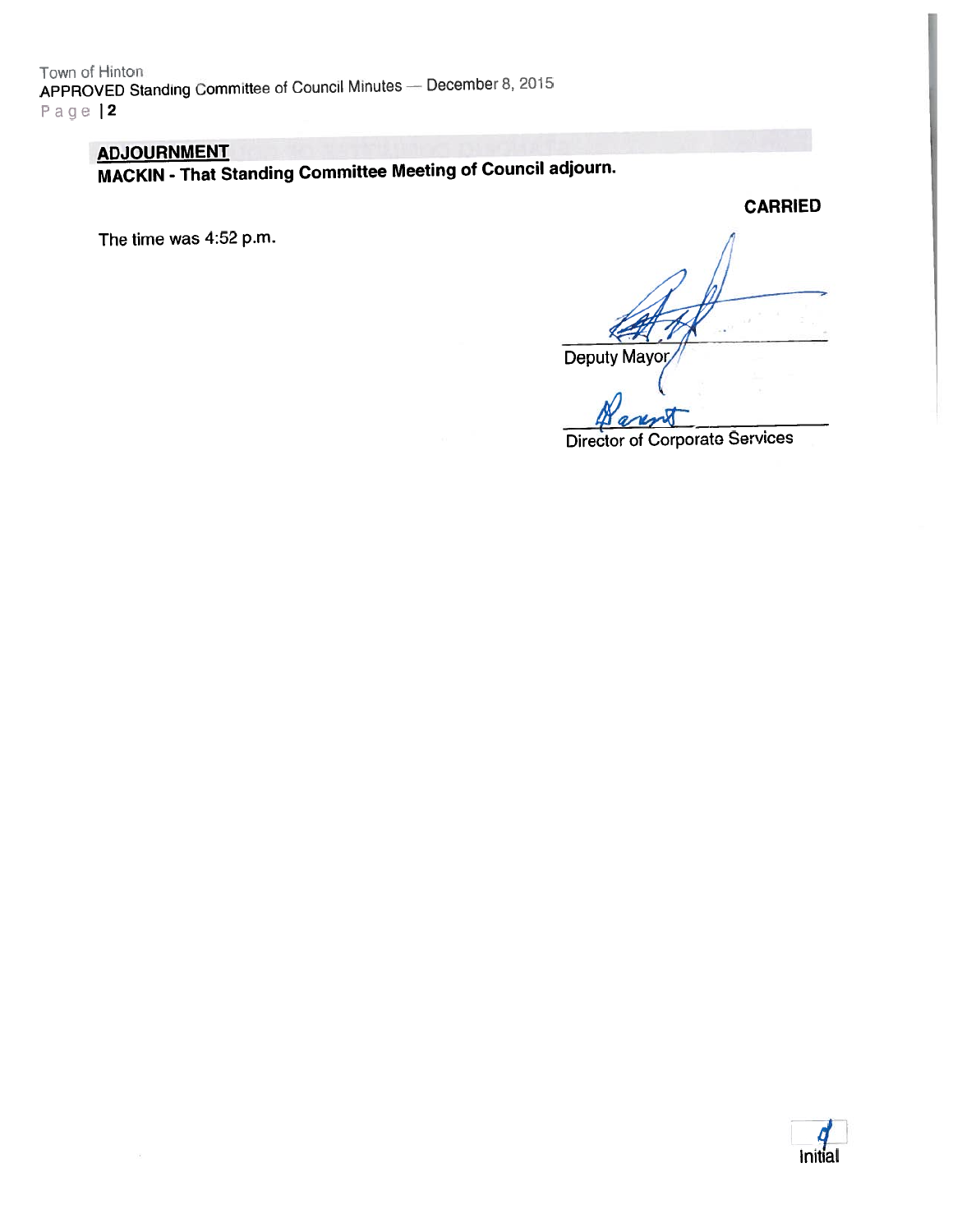## ADJOURNMENT

**MACKIN - That Standing Committee Meeting of Council adjourn.**

**CARRIED**

The time was 4:52 p.m.

Deputy Mayor

Director of Corporate Services

Initial